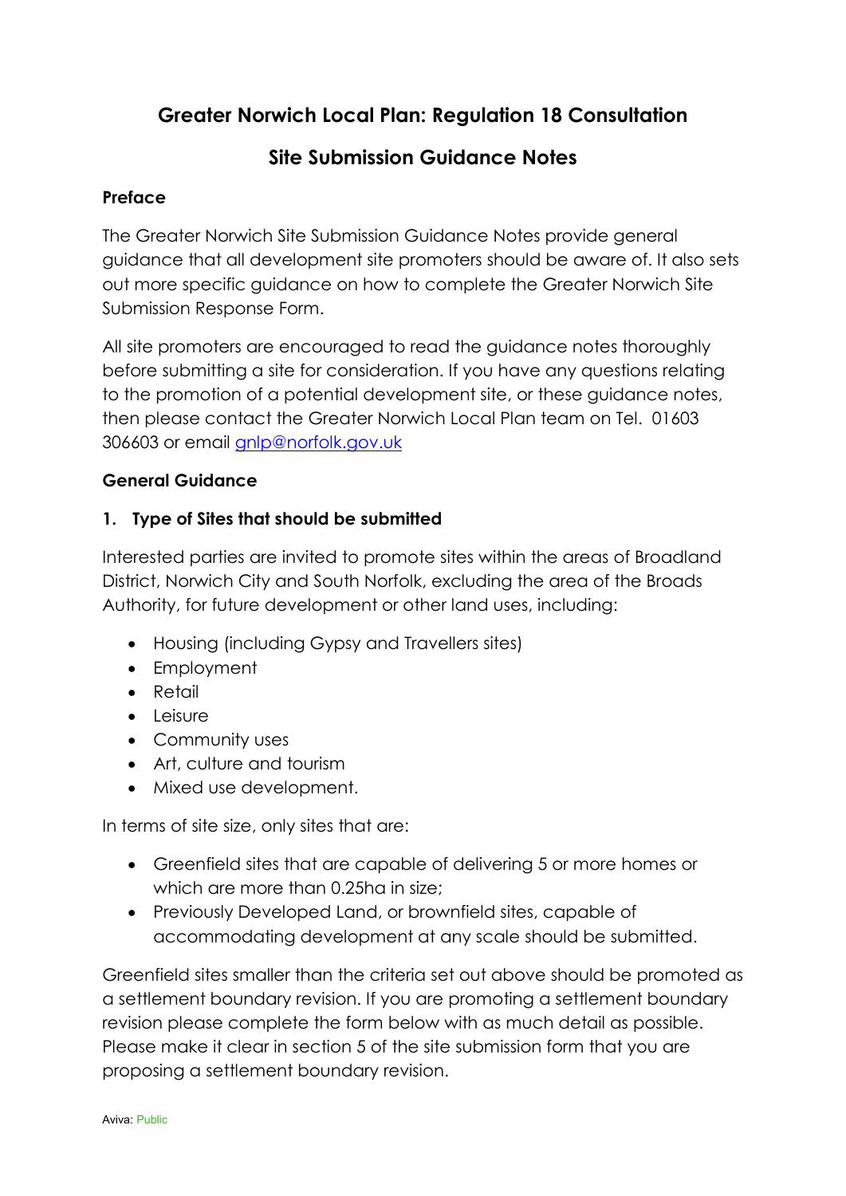# Greater Norwich Local Plan: Regulation 18 Consultation

## Site Submission Guidance Notes

**Preface**

The Greater Norwich Site Submission Guidance Notes provide general guidance that all development site promoters should be aware of. It also sets out more specific guidance on how to complete the Greater Norwich Site Submission Response Form.

All site promoters are encouraged to read the guidance notes thoroughly before submitting a site for consideration. If you have any questions relating to the promotion of a potential development site, or these guidance notes, then please contact the Greater Norwich Local Plan team on Tel. 01603 306603 or email gnlp@norfolk.gov.uk

**General Guidance**

**1. Type of Sites that should be submitted**

Interested parties are invited to promote sites within the areas of Broadland District, Norwich City and South Norfolk, excluding the area of the Broads Authority, for future development or other land uses, including:

- Housing (including Gypsy and Travellers sites)
- Employment
- Retail
- Leisure
- Community uses
- Art, culture and tourism
- Mixed use development.

In terms of site size, only sites that are:

- Greenfield sites that are capable of delivering 5 or more homes or which are more than 0.25ha in size;
- Previously Developed Land, or brownfield sites, capable of accommodating development at any scale should be submitted.

Greenfield sites smaller than the criteria set out above should be promoted as a settlement boundary revision. If you are promoting a settlement boundary revision please complete the form below with as much detail as possible. Please make it clear in section 5 of the site submission form that you are proposing a settlement boundary revision.

Aviva: Public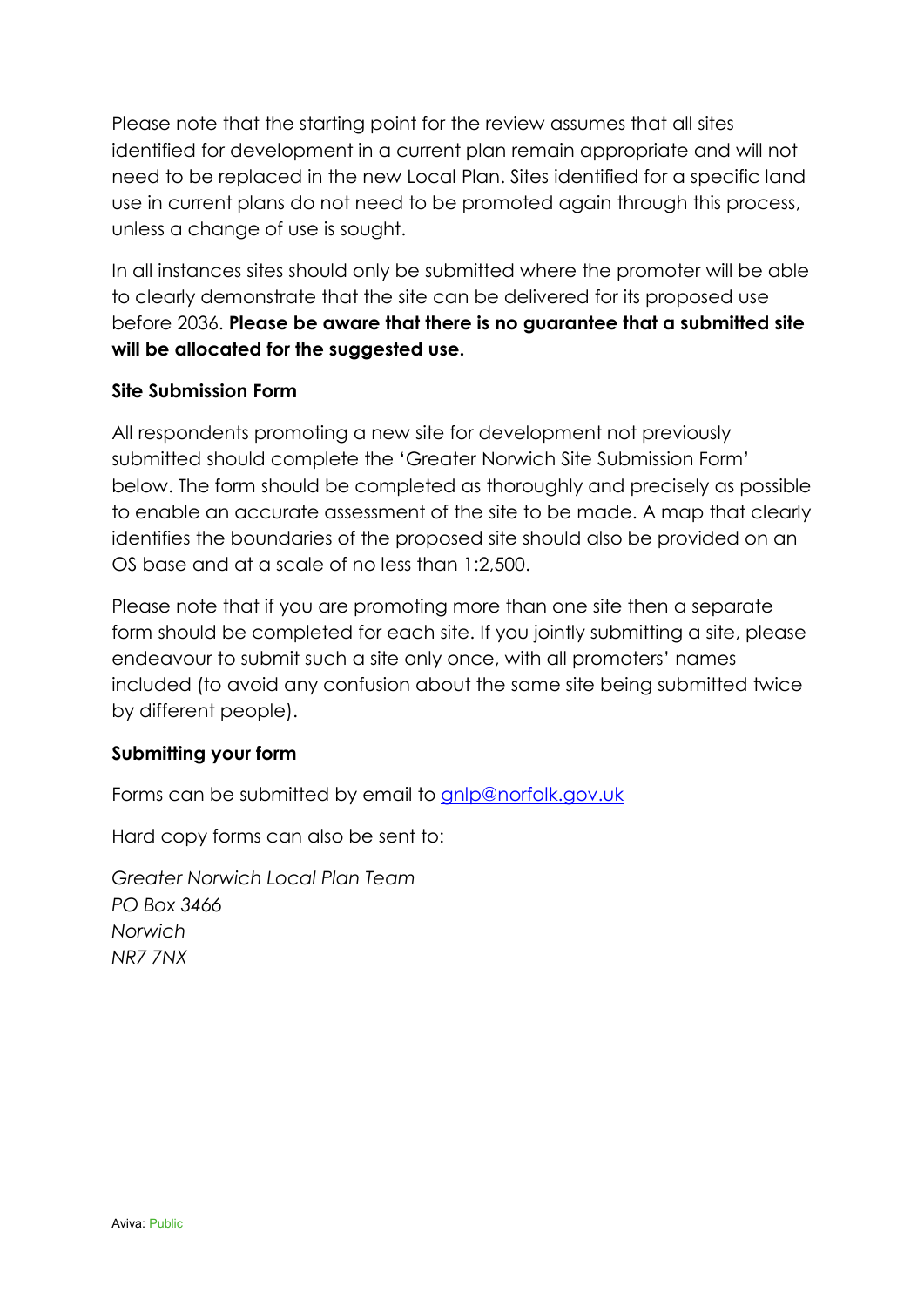Please note that the starting point for the review assumes that all sites identified for development in a current plan remain appropriate and will not need to be replaced in the new Local Plan. Sites identified for a specific land use in current plans do not need to be promoted again through this process, unless a change of use is sought.

In all instances sites should only be submitted where the promoter will be able to clearly demonstrate that the site can be delivered for its proposed use before 2036. **Please be aware that there is no guarantee that a submitted site will be allocated for the suggested use.**

**Site Submission Form**

All respondents promoting a new site for development not previously submitted should complete the 'Greater Norwich Site Submission Form' below. The form should be completed as thoroughly and precisely as possible to enable an accurate assessment of the site to be made. A map that clearly identifies the boundaries of the proposed site should also be provided on an OS base and at a scale of no less than 1:2,500.

Please note that if you are promoting more than one site then a separate form should be completed for each site. If you jointly submitting a site, please endeavour to submit such a site only once, with all promoters' names included (to avoid any confusion about the same site being submitted twice by different people).

**Submitting your form**

Forms can be submitted by email to gnlp@norfolk.gov.uk

Hard copy forms can also be sent to:

*Greater Norwich Local Plan Team*
*PO Box 3466*
*Norwich*
*NR7 7NX*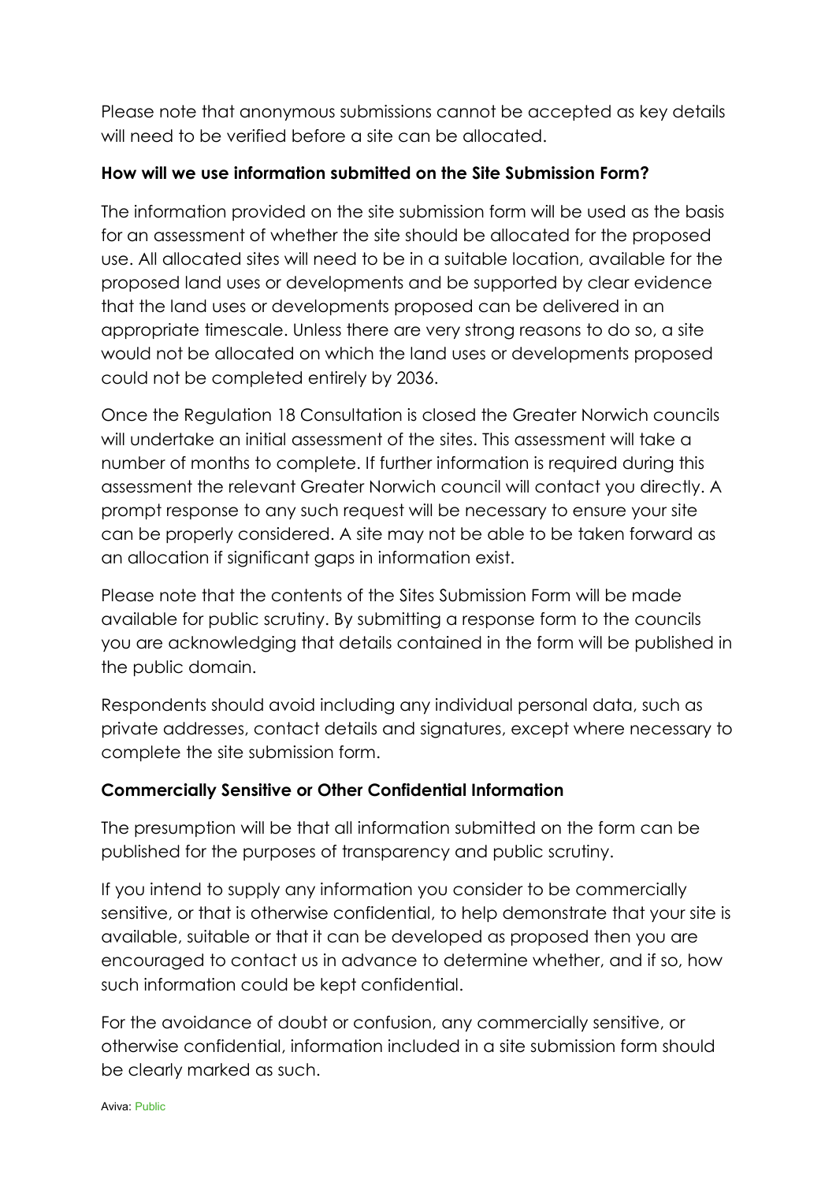Please note that anonymous submissions cannot be accepted as key details will need to be verified before a site can be allocated.

**How will we use information submitted on the Site Submission Form?**

The information provided on the site submission form will be used as the basis for an assessment of whether the site should be allocated for the proposed use. All allocated sites will need to be in a suitable location, available for the proposed land uses or developments and be supported by clear evidence that the land uses or developments proposed can be delivered in an appropriate timescale. Unless there are very strong reasons to do so, a site would not be allocated on which the land uses or developments proposed could not be completed entirely by 2036.

Once the Regulation 18 Consultation is closed the Greater Norwich councils will undertake an initial assessment of the sites. This assessment will take a number of months to complete. If further information is required during this assessment the relevant Greater Norwich council will contact you directly. A prompt response to any such request will be necessary to ensure your site can be properly considered. A site may not be able to be taken forward as an allocation if significant gaps in information exist.

Please note that the contents of the Sites Submission Form will be made available for public scrutiny. By submitting a response form to the councils you are acknowledging that details contained in the form will be published in the public domain.

Respondents should avoid including any individual personal data, such as private addresses, contact details and signatures, except where necessary to complete the site submission form.

**Commercially Sensitive or Other Confidential Information**

The presumption will be that all information submitted on the form can be published for the purposes of transparency and public scrutiny.

If you intend to supply any information you consider to be commercially sensitive, or that is otherwise confidential, to help demonstrate that your site is available, suitable or that it can be developed as proposed then you are encouraged to contact us in advance to determine whether, and if so, how such information could be kept confidential.

For the avoidance of doubt or confusion, any commercially sensitive, or otherwise confidential, information included in a site submission form should be clearly marked as such.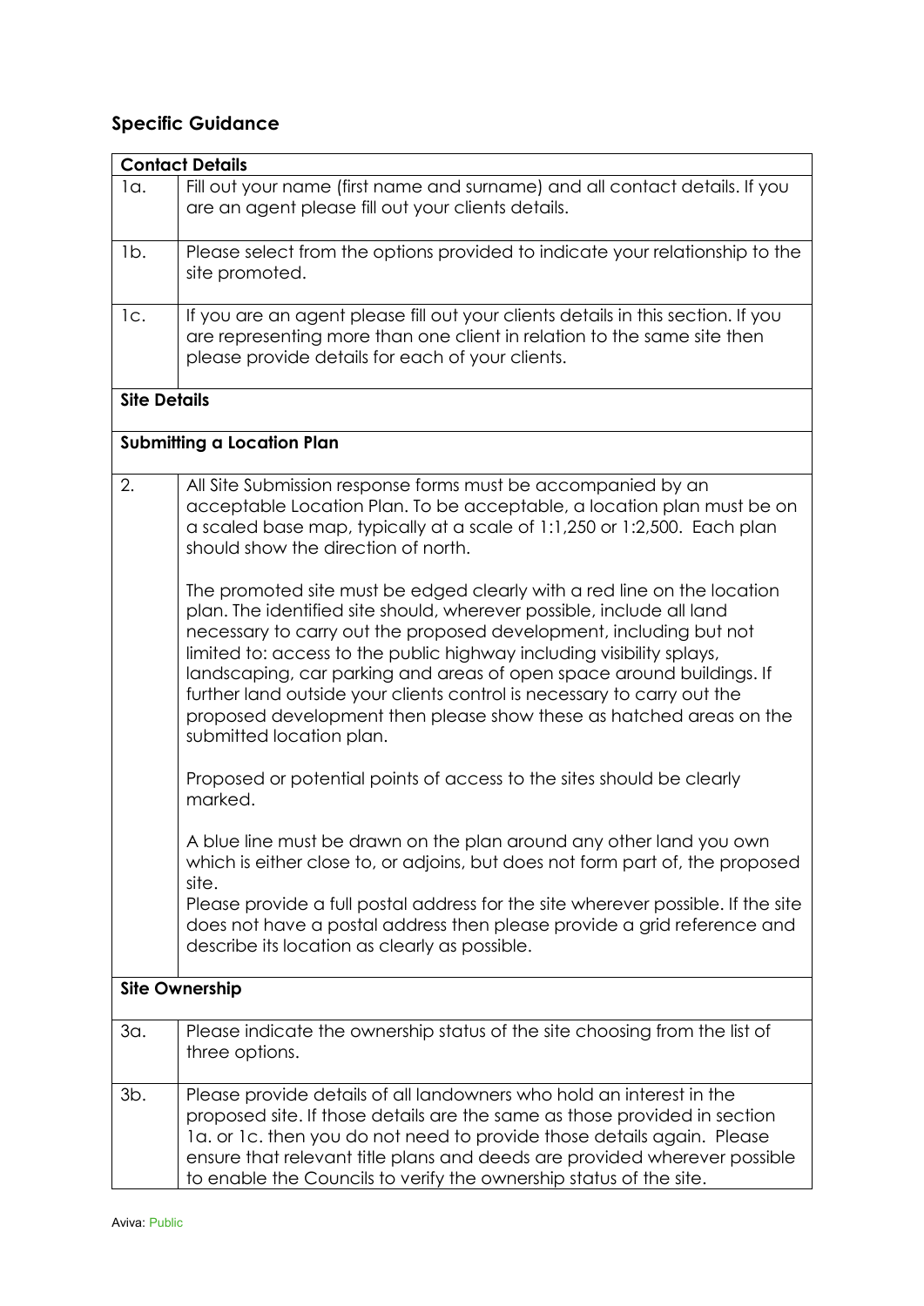## Specific Guidance

| **Contact Details** | |
|---|---|
| 1a. | Fill out your name (first name and surname) and all contact details. If you are an agent please fill out your clients details. |
| 1b. | Please select from the options provided to indicate your relationship to the site promoted. |
| 1c. | If you are an agent please fill out your clients details in this section. If you are representing more than one client in relation to the same site then please provide details for each of your clients. |
| **Site Details** | |
| **Submitting a Location Plan** | |
| 2. | All Site Submission response forms must be accompanied by an acceptable Location Plan. To be acceptable, a location plan must be on a scaled base map, typically at a scale of 1:1,250 or 1:2,500. Each plan should show the direction of north.<br><br>The promoted site must be edged clearly with a red line on the location plan. The identified site should, wherever possible, include all land necessary to carry out the proposed development, including but not limited to: access to the public highway including visibility splays, landscaping, car parking and areas of open space around buildings. If further land outside your clients control is necessary to carry out the proposed development then please show these as hatched areas on the submitted location plan.<br><br>Proposed or potential points of access to the sites should be clearly marked.<br><br>A blue line must be drawn on the plan around any other land you own which is either close to, or adjoins, but does not form part of, the proposed site.<br>Please provide a full postal address for the site wherever possible. If the site does not have a postal address then please provide a grid reference and describe its location as clearly as possible. |
| **Site Ownership** | |
| 3a. | Please indicate the ownership status of the site choosing from the list of three options. |
| 3b. | Please provide details of all landowners who hold an interest in the proposed site. If those details are the same as those provided in section 1a. or 1c. then you do not need to provide those details again. Please ensure that relevant title plans and deeds are provided wherever possible to enable the Councils to verify the ownership status of the site. |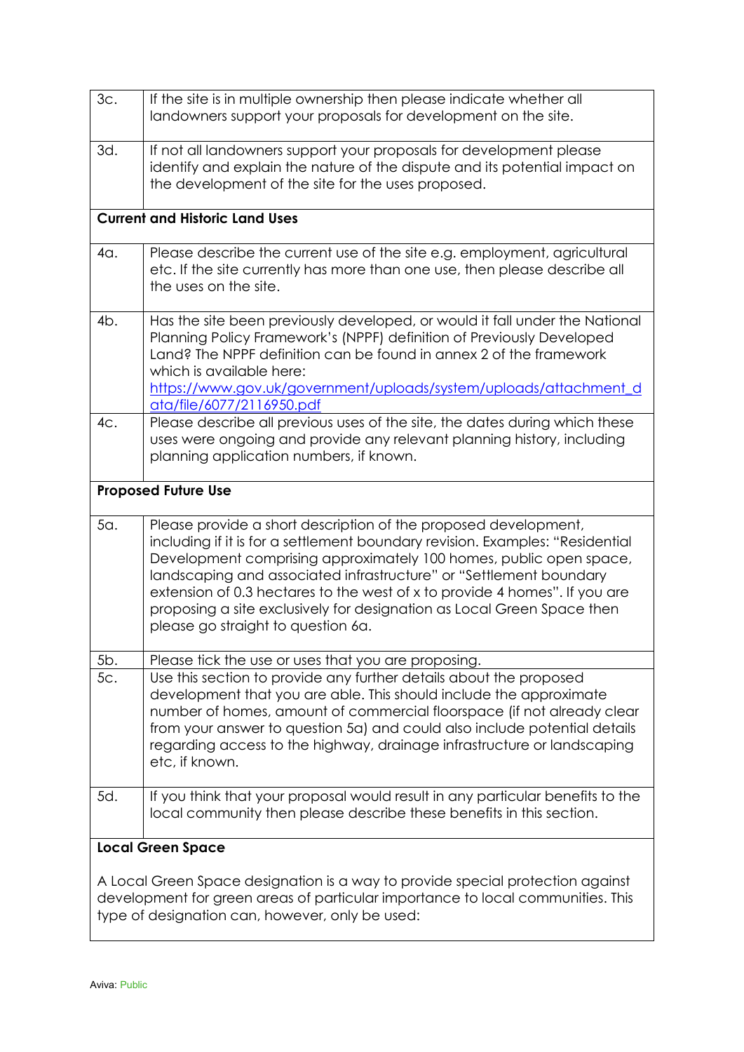| | |
|---|---|
| 3c. | If the site is in multiple ownership then please indicate whether all landowners support your proposals for development on the site. |
| 3d. | If not all landowners support your proposals for development please identify and explain the nature of the dispute and its potential impact on the development of the site for the uses proposed. |
| **Current and Historic Land Uses** | |
| 4a. | Please describe the current use of the site e.g. employment, agricultural etc. If the site currently has more than one use, then please describe all the uses on the site. |
| 4b. | Has the site been previously developed, or would it fall under the National Planning Policy Framework's (NPPF) definition of Previously Developed Land? The NPPF definition can be found in annex 2 of the framework which is available here: [https://www.gov.uk/government/uploads/system/uploads/attachment_data/file/6077/2116950.pdf](https://www.gov.uk/government/uploads/system/uploads/attachment_data/file/6077/2116950.pdf) |
| 4c. | Please describe all previous uses of the site, the dates during which these uses were ongoing and provide any relevant planning history, including planning application numbers, if known. |
| **Proposed Future Use** | |
| 5a. | Please provide a short description of the proposed development, including if it is for a settlement boundary revision. Examples: "Residential Development comprising approximately 100 homes, public open space, landscaping and associated infrastructure" or "Settlement boundary extension of 0.3 hectares to the west of x to provide 4 homes". If you are proposing a site exclusively for designation as Local Green Space then please go straight to question 6a. |
| 5b. | Please tick the use or uses that you are proposing. |
| 5c. | Use this section to provide any further details about the proposed development that you are able. This should include the approximate number of homes, amount of commercial floorspace (if not already clear from your answer to question 5a) and could also include potential details regarding access to the highway, drainage infrastructure or landscaping etc, if known. |
| 5d. | If you think that your proposal would result in any particular benefits to the local community then please describe these benefits in this section. |
| **Local Green Space** | |

**Local Green Space**

A Local Green Space designation is a way to provide special protection against development for green areas of particular importance to local communities. This type of designation can, however, only be used:

Aviva: Public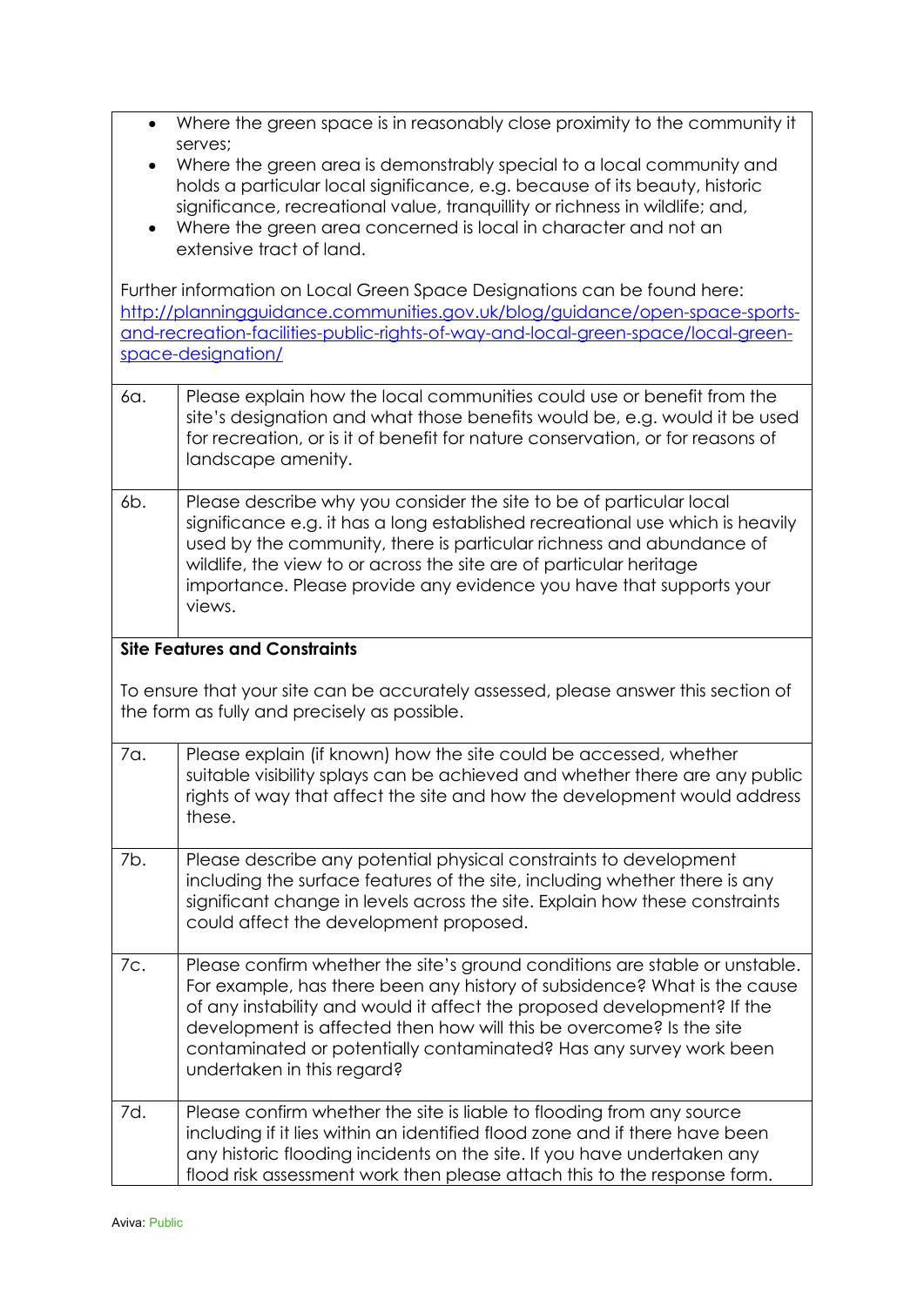- Where the green space is in reasonably close proximity to the community it serves;
- Where the green area is demonstrably special to a local community and holds a particular local significance, e.g. because of its beauty, historic significance, recreational value, tranquillity or richness in wildlife; and,
- Where the green area concerned is local in character and not an extensive tract of land.

Further information on Local Green Space Designations can be found here: [http://planningguidance.communities.gov.uk/blog/guidance/open-space-sports-and-recreation-facilities-public-rights-of-way-and-local-green-space/local-green-space-designation/](http://planningguidance.communities.gov.uk/blog/guidance/open-space-sports-and-recreation-facilities-public-rights-of-way-and-local-green-space/local-green-space-designation/)

| | |
|---|---|
| 6a. | Please explain how the local communities could use or benefit from the site's designation and what those benefits would be, e.g. would it be used for recreation, or is it of benefit for nature conservation, or for reasons of landscape amenity. |
| 6b. | Please describe why you consider the site to be of particular local significance e.g. it has a long established recreational use which is heavily used by the community, there is particular richness and abundance of wildlife, the view to or across the site are of particular heritage importance. Please provide any evidence you have that supports your views. |

**Site Features and Constraints**

To ensure that your site can be accurately assessed, please answer this section of the form as fully and precisely as possible.

| | |
|---|---|
| 7a. | Please explain (if known) how the site could be accessed, whether suitable visibility splays can be achieved and whether there are any public rights of way that affect the site and how the development would address these. |
| 7b. | Please describe any potential physical constraints to development including the surface features of the site, including whether there is any significant change in levels across the site. Explain how these constraints could affect the development proposed. |
| 7c. | Please confirm whether the site's ground conditions are stable or unstable. For example, has there been any history of subsidence? What is the cause of any instability and would it affect the proposed development? If the development is affected then how will this be overcome? Is the site contaminated or potentially contaminated? Has any survey work been undertaken in this regard? |
| 7d. | Please confirm whether the site is liable to flooding from any source including if it lies within an identified flood zone and if there have been any historic flooding incidents on the site. If you have undertaken any flood risk assessment work then please attach this to the response form. |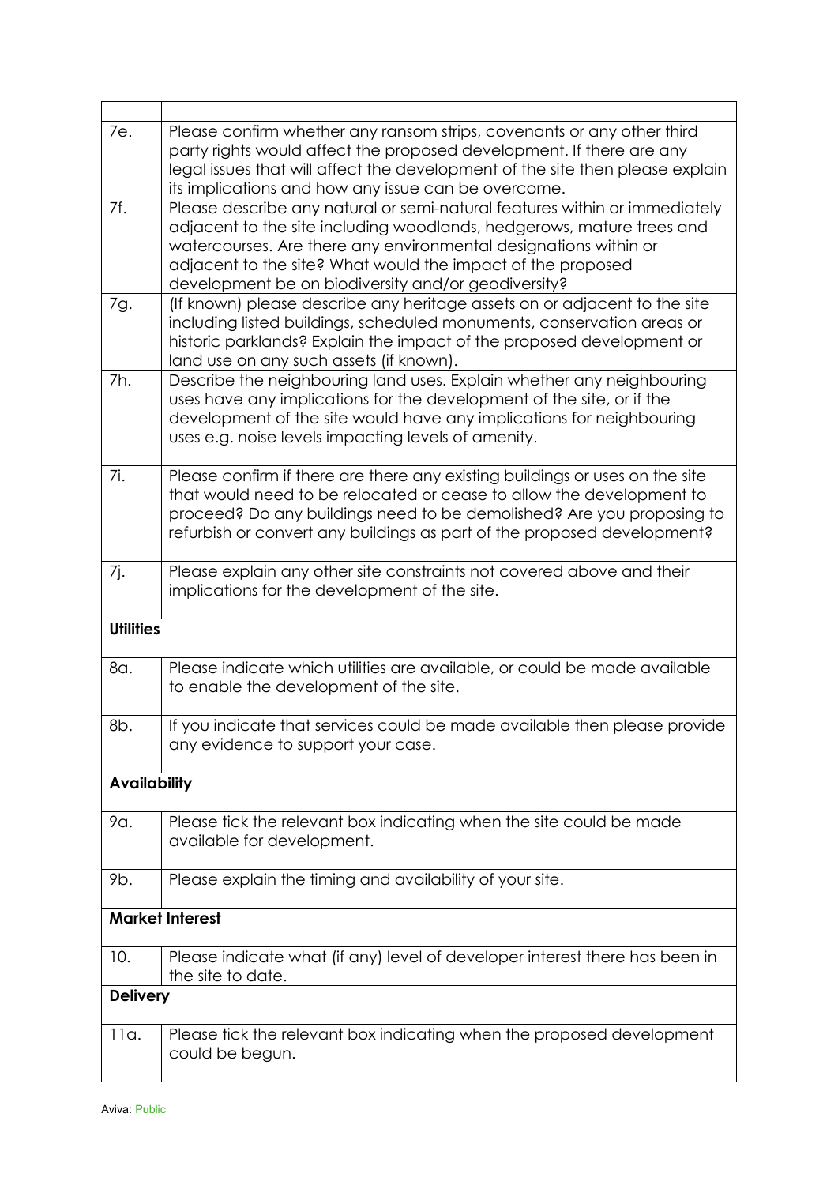| | |
|---|---|
| 7e. | Please confirm whether any ransom strips, covenants or any other third party rights would affect the proposed development. If there are any legal issues that will affect the development of the site then please explain its implications and how any issue can be overcome. |
| 7f. | Please describe any natural or semi-natural features within or immediately adjacent to the site including woodlands, hedgerows, mature trees and watercourses. Are there any environmental designations within or adjacent to the site? What would the impact of the proposed development be on biodiversity and/or geodiversity? |
| 7g. | (If known) please describe any heritage assets on or adjacent to the site including listed buildings, scheduled monuments, conservation areas or historic parklands? Explain the impact of the proposed development or land use on any such assets (if known). |
| 7h. | Describe the neighbouring land uses. Explain whether any neighbouring uses have any implications for the development of the site, or if the development of the site would have any implications for neighbouring uses e.g. noise levels impacting levels of amenity. |
| 7i. | Please confirm if there are there any existing buildings or uses on the site that would need to be relocated or cease to allow the development to proceed? Do any buildings need to be demolished? Are you proposing to refurbish or convert any buildings as part of the proposed development? |
| 7j. | Please explain any other site constraints not covered above and their implications for the development of the site. |
| **Utilities** | |
| 8a. | Please indicate which utilities are available, or could be made available to enable the development of the site. |
| 8b. | If you indicate that services could be made available then please provide any evidence to support your case. |
| **Availability** | |
| 9a. | Please tick the relevant box indicating when the site could be made available for development. |
| 9b. | Please explain the timing and availability of your site. |
| **Market Interest** | |
| 10. | Please indicate what (if any) level of developer interest there has been in the site to date. |
| **Delivery** | |
| 11a. | Please tick the relevant box indicating when the proposed development could be begun. |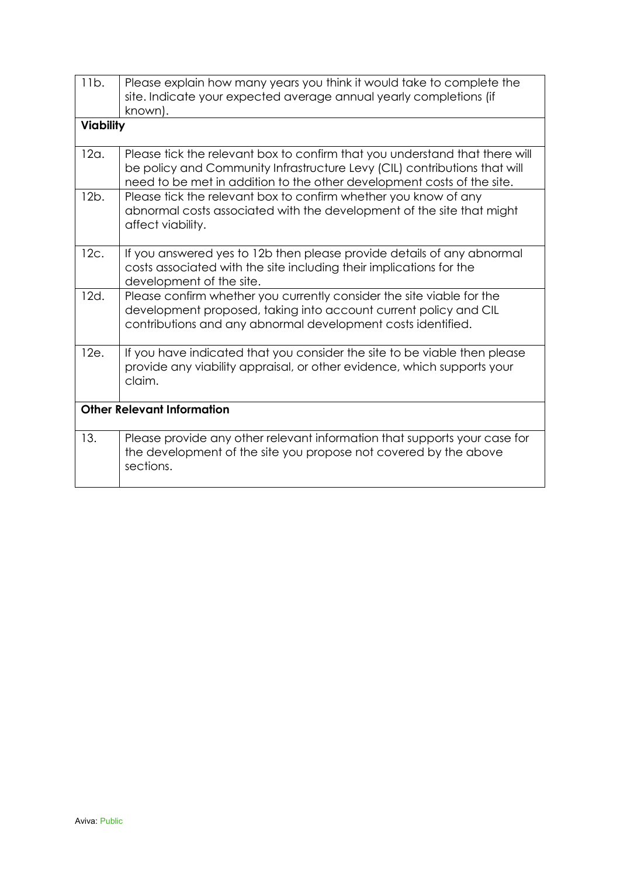| | |
|---|---|
| 11b. | Please explain how many years you think it would take to complete the site. Indicate your expected average annual yearly completions (if known). |
| **Viability** | |
| 12a. | Please tick the relevant box to confirm that you understand that there will be policy and Community Infrastructure Levy (CIL) contributions that will need to be met in addition to the other development costs of the site. |
| 12b. | Please tick the relevant box to confirm whether you know of any abnormal costs associated with the development of the site that might affect viability. |
| 12c. | If you answered yes to 12b then please provide details of any abnormal costs associated with the site including their implications for the development of the site. |
| 12d. | Please confirm whether you currently consider the site viable for the development proposed, taking into account current policy and CIL contributions and any abnormal development costs identified. |
| 12e. | If you have indicated that you consider the site to be viable then please provide any viability appraisal, or other evidence, which supports your claim. |
| **Other Relevant Information** | |
| 13. | Please provide any other relevant information that supports your case for the development of the site you propose not covered by the above sections. |

Aviva: Public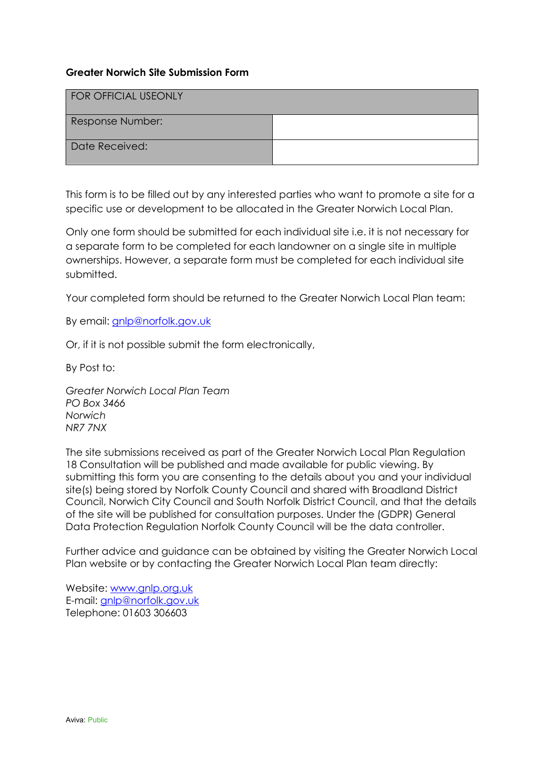**Greater Norwich Site Submission Form**

| FOR OFFICIAL USEONLY | |
|---|---|
| Response Number: | |
| Date Received: | |

This form is to be filled out by any interested parties who want to promote a site for a specific use or development to be allocated in the Greater Norwich Local Plan.

Only one form should be submitted for each individual site i.e. it is not necessary for a separate form to be completed for each landowner on a single site in multiple ownerships. However, a separate form must be completed for each individual site submitted.

Your completed form should be returned to the Greater Norwich Local Plan team:

By email: gnlp@norfolk.gov.uk

Or, if it is not possible submit the form electronically,

By Post to:

*Greater Norwich Local Plan Team*
*PO Box 3466*
*Norwich*
*NR7 7NX*

The site submissions received as part of the Greater Norwich Local Plan Regulation 18 Consultation will be published and made available for public viewing. By submitting this form you are consenting to the details about you and your individual site(s) being stored by Norfolk County Council and shared with Broadland District Council, Norwich City Council and South Norfolk District Council, and that the details of the site will be published for consultation purposes. Under the (GDPR) General Data Protection Regulation Norfolk County Council will be the data controller.

Further advice and guidance can be obtained by visiting the Greater Norwich Local Plan website or by contacting the Greater Norwich Local Plan team directly:

Website: www.gnlp.org.uk
E-mail: gnlp@norfolk.gov.uk
Telephone: 01603 306603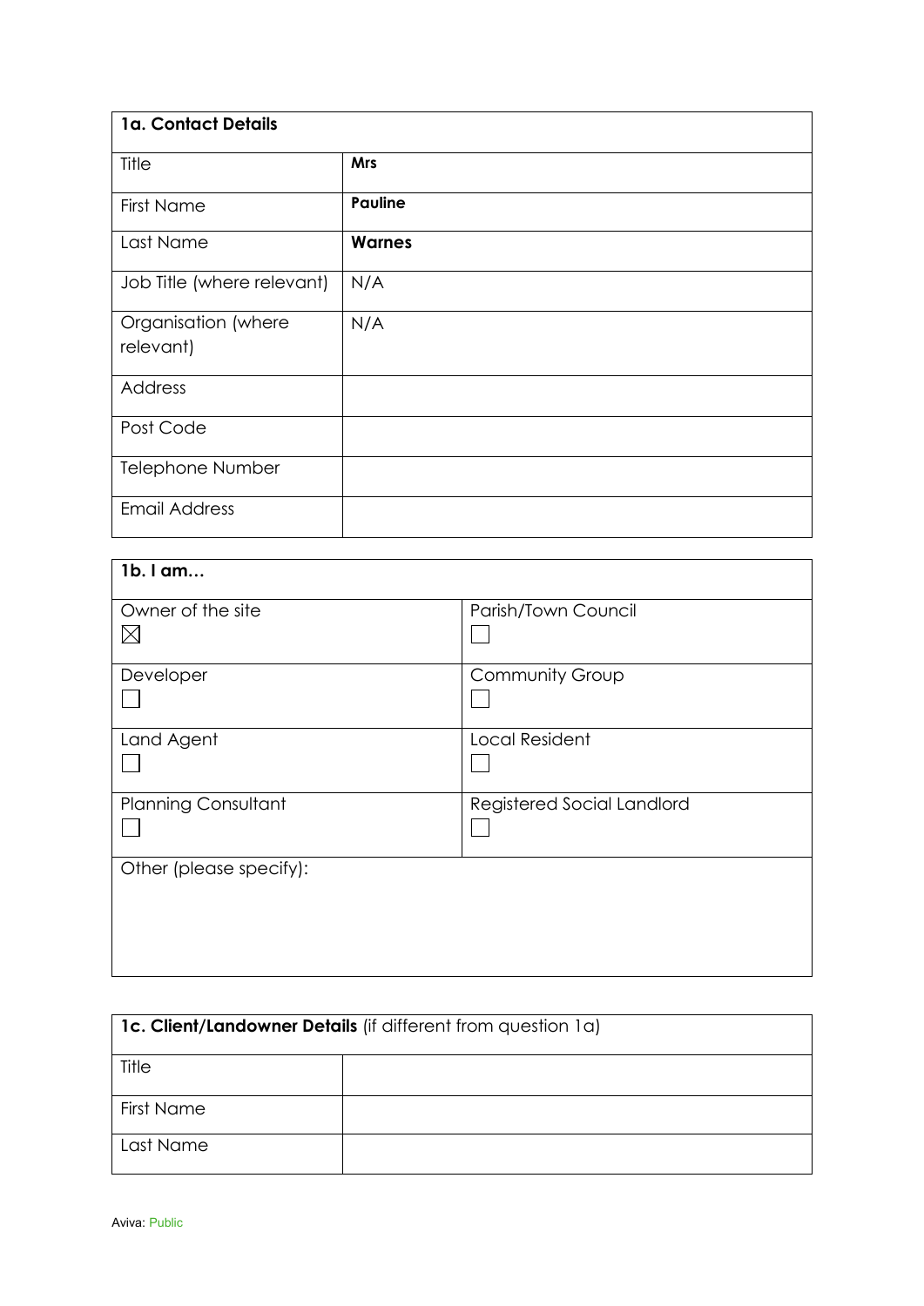| **1a. Contact Details** | |
|---|---|
| Title | **Mrs** |
| First Name | **Pauline** |
| Last Name | **Warnes** |
| Job Title (where relevant) | N/A |
| Organisation (where relevant) | N/A |
| Address | |
| Post Code | |
| Telephone Number | |
| Email Address | |

| **1b. I am…** | |
|---|---|
| Owner of the site ☒ | Parish/Town Council ☐ |
| Developer ☐ | Community Group ☐ |
| Land Agent ☐ | Local Resident ☐ |
| Planning Consultant ☐ | Registered Social Landlord ☐ |
| Other (please specify): | |

| **1c. Client/Landowner Details** (if different from question 1a) | |
|---|---|
| Title | |
| First Name | |
| Last Name | |

Aviva: Public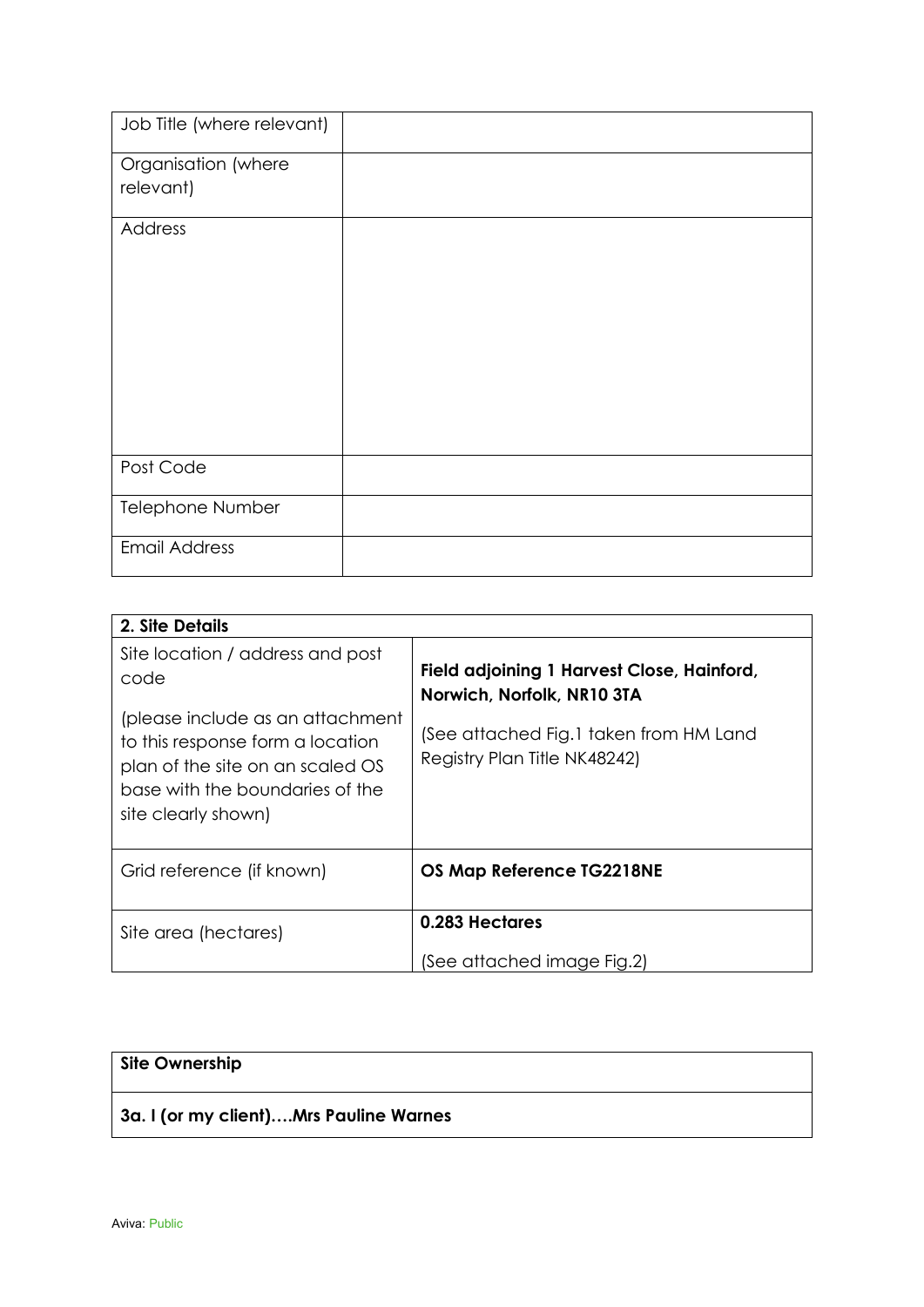| Job Title (where relevant) | |
|---|---|
| Organisation (where relevant) | |
| Address | |
| Post Code | |
| Telephone Number | |
| Email Address | |

| 2. Site Details | |
|---|---|
| Site location / address and post code<br><br>(please include as an attachment to this response form a location plan of the site on an scaled OS base with the boundaries of the site clearly shown) | **Field adjoining 1 Harvest Close, Hainford, Norwich, Norfolk, NR10 3TA**<br><br>(See attached Fig.1 taken from HM Land Registry Plan Title NK48242) |
| Grid reference (if known) | **OS Map Reference TG2218NE** |
| Site area (hectares) | **0.283 Hectares**<br><br>(See attached image Fig.2) |

| Site Ownership |
|---|
| **3a. I (or my client)….Mrs Pauline Warnes** |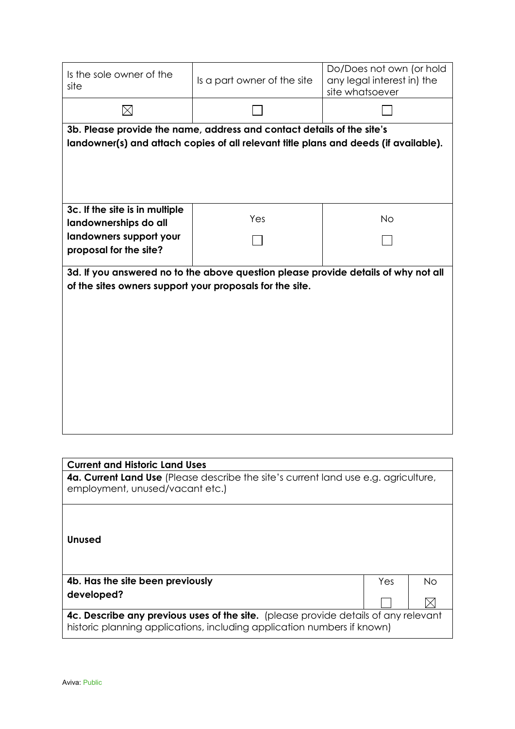| Is the sole owner of the site | Is a part owner of the site | Do/Does not own (or hold any legal interest in) the site whatsoever |
|---|---|---|
| ☒ | ☐ | ☐ |

**3b. Please provide the name, address and contact details of the site's landowner(s) and attach copies of all relevant title plans and deeds (if available).**

| **3c. If the site is in multiple landownerships do all landowners support your proposal for the site?** | Yes | No |
|---|---|---|
| | ☐ | ☐ |

**3d. If you answered no to the above question please provide details of why not all of the sites owners support your proposals for the site.**

| **Current and Historic Land Uses** | | |
|---|---|---|
| **4a. Current Land Use** (Please describe the site's current land use e.g. agriculture, employment, unused/vacant etc.) | | |
| **Unused** | | |
| **4b. Has the site been previously developed?** | Yes ☐ | No ☒ |
| **4c. Describe any previous uses of the site.** (please provide details of any relevant historic planning applications, including application numbers if known) | | |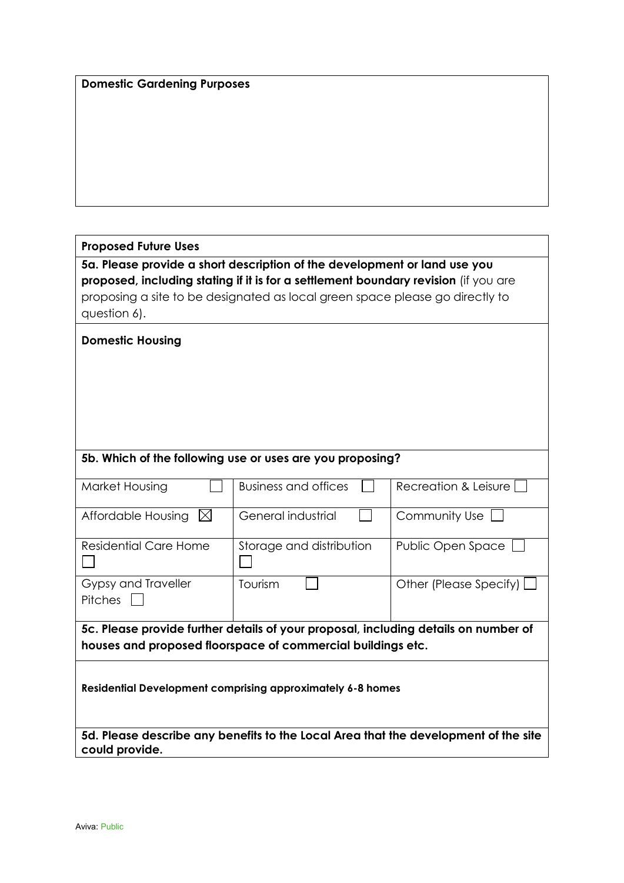**Domestic Gardening Purposes**

**Proposed Future Uses**

**5a. Please provide a short description of the development or land use you proposed, including stating if it is for a settlement boundary revision** (if you are proposing a site to be designated as local green space please go directly to question 6).

**Domestic Housing**

**5b. Which of the following use or uses are you proposing?**

| | | |
|---|---|---|
| Market Housing ☐ | Business and offices ☐ | Recreation & Leisure ☐ |
| Affordable Housing ☒ | General industrial ☐ | Community Use ☐ |
| Residential Care Home ☐ | Storage and distribution ☐ | Public Open Space ☐ |
| Gypsy and Traveller Pitches ☐ | Tourism ☐ | Other (Please Specify) ☐ |

**5c. Please provide further details of your proposal, including details on number of houses and proposed floorspace of commercial buildings etc.**

**Residential Development comprising approximately 6-8 homes**

**5d. Please describe any benefits to the Local Area that the development of the site could provide.**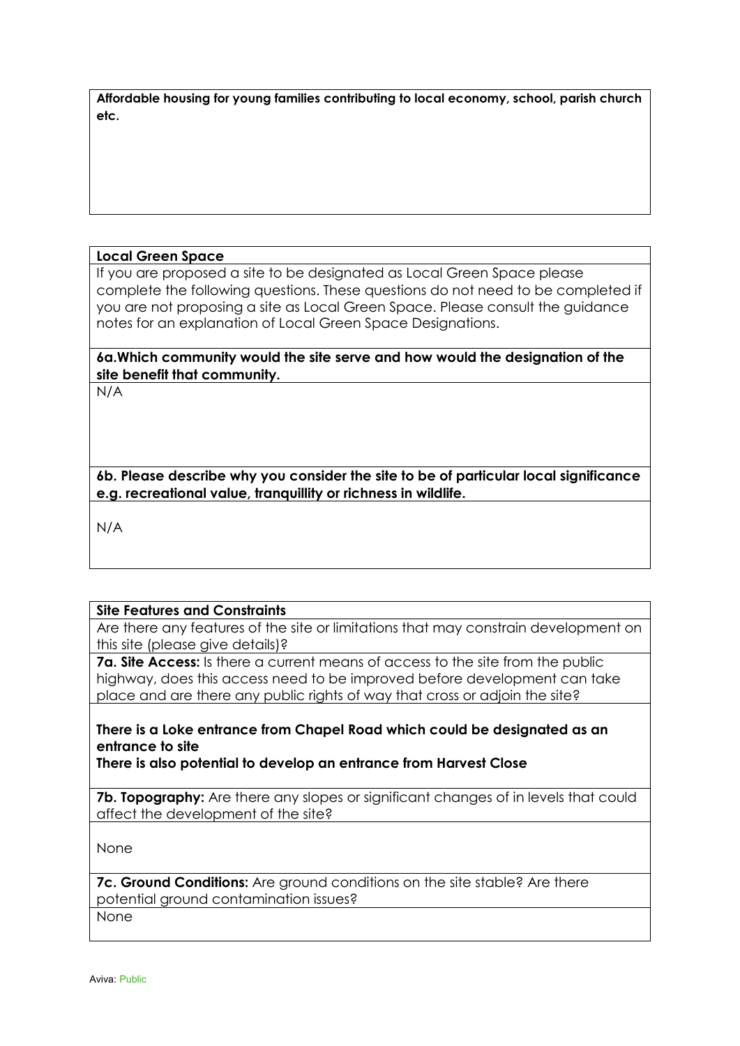**Affordable housing for young families contributing to local economy, school, parish church etc.**

**Local Green Space**

If you are proposed a site to be designated as Local Green Space please complete the following questions. These questions do not need to be completed if you are not proposing a site as Local Green Space. Please consult the guidance notes for an explanation of Local Green Space Designations.

**6a.Which community would the site serve and how would the designation of the site benefit that community.**

N/A

**6b. Please describe why you consider the site to be of particular local significance e.g. recreational value, tranquillity or richness in wildlife.**

N/A

**Site Features and Constraints**

Are there any features of the site or limitations that may constrain development on this site (please give details)?

**7a. Site Access:** Is there a current means of access to the site from the public highway, does this access need to be improved before development can take place and are there any public rights of way that cross or adjoin the site?

**There is a Loke entrance from Chapel Road which could be designated as an entrance to site**
**There is also potential to develop an entrance from Harvest Close**

**7b. Topography:** Are there any slopes or significant changes of in levels that could affect the development of the site?

None

**7c. Ground Conditions:** Are ground conditions on the site stable? Are there potential ground contamination issues?

None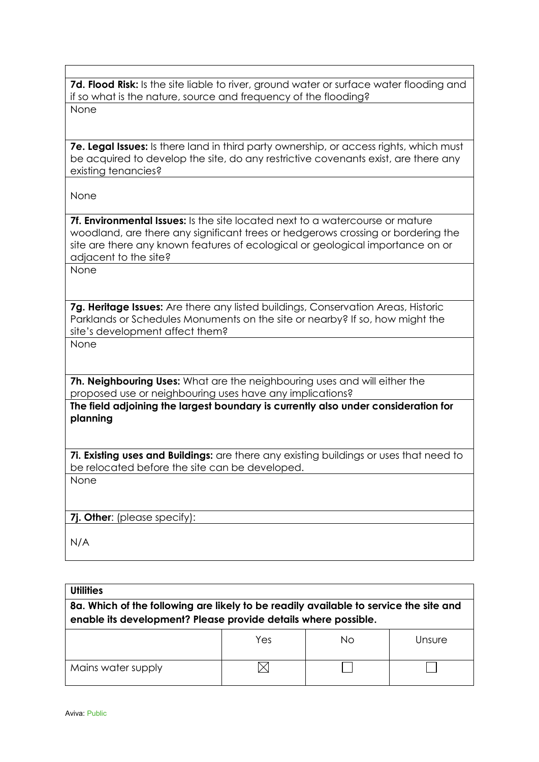**7d. Flood Risk:** Is the site liable to river, ground water or surface water flooding and if so what is the nature, source and frequency of the flooding?

None

**7e. Legal Issues:** Is there land in third party ownership, or access rights, which must be acquired to develop the site, do any restrictive covenants exist, are there any existing tenancies?

None

**7f. Environmental Issues:** Is the site located next to a watercourse or mature woodland, are there any significant trees or hedgerows crossing or bordering the site are there any known features of ecological or geological importance on or adjacent to the site?

None

**7g. Heritage Issues:** Are there any listed buildings, Conservation Areas, Historic Parklands or Schedules Monuments on the site or nearby? If so, how might the site's development affect them?

None

**7h. Neighbouring Uses:** What are the neighbouring uses and will either the proposed use or neighbouring uses have any implications?

**The field adjoining the largest boundary is currently also under consideration for planning**

**7i. Existing uses and Buildings:** are there any existing buildings or uses that need to be relocated before the site can be developed.

None

**7j. Other**: (please specify):

N/A

**Utilities**

**8a. Which of the following are likely to be readily available to service the site and enable its development? Please provide details where possible.**

| | Yes | No | Unsure |
|---|---|---|---|
| Mains water supply | ☒ | ☐ | ☐ |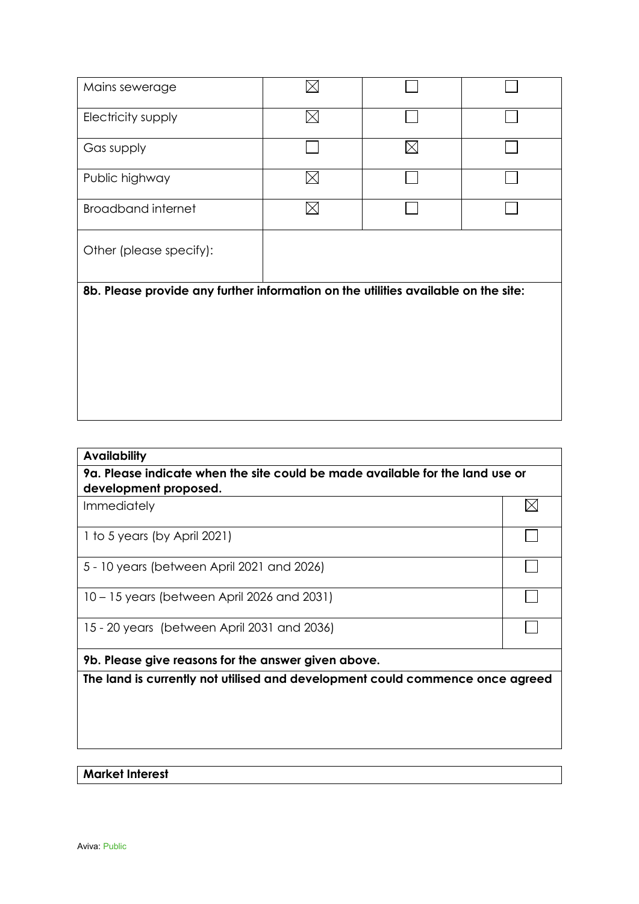| | | | |
|---|---|---|---|
| Mains sewerage | ☒ | ☐ | ☐ |
| Electricity supply | ☒ | ☐ | ☐ |
| Gas supply | ☐ | ☒ | ☐ |
| Public highway | ☒ | ☐ | ☐ |
| Broadband internet | ☒ | ☐ | ☐ |
| Other (please specify): | | | |

**8b. Please provide any further information on the utilities available on the site:**

| **Availability** | |
|---|---|
| **9a. Please indicate when the site could be made available for the land use or development proposed.** | |
| Immediately | ☒ |
| 1 to 5 years (by April 2021) | ☐ |
| 5 - 10 years (between April 2021 and 2026) | ☐ |
| 10 – 15 years (between April 2026 and 2031) | ☐ |
| 15 - 20 years (between April 2031 and 2036) | ☐ |
| **9b. Please give reasons for the answer given above.** | |
| **The land is currently not utilised and development could commence once agreed** | |

**Market Interest**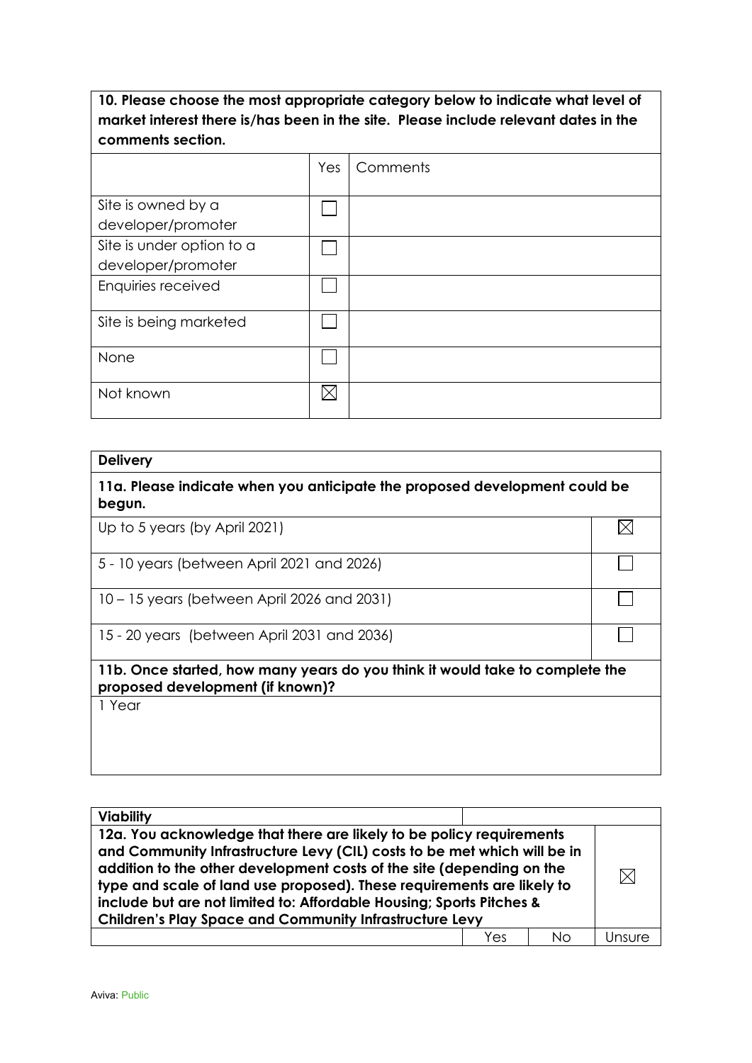| **10. Please choose the most appropriate category below to indicate what level of market interest there is/has been in the site. Please include relevant dates in the comments section.** | | |
|---|---|---|
| | Yes | Comments |
| Site is owned by a developer/promoter | ☐ | |
| Site is under option to a developer/promoter | ☐ | |
| Enquiries received | ☐ | |
| Site is being marketed | ☐ | |
| None | ☐ | |
| Not known | ☒ | |

| **Delivery** | |
|---|---|
| **11a. Please indicate when you anticipate the proposed development could be begun.** | |
| Up to 5 years (by April 2021) | ☒ |
| 5 - 10 years (between April 2021 and 2026) | ☐ |
| 10 – 15 years (between April 2026 and 2031) | ☐ |
| 15 - 20 years (between April 2031 and 2036) | ☐ |
| **11b. Once started, how many years do you think it would take to complete the proposed development (if known)?** | |
| 1 Year | |

| **Viability** | | | |
|---|---|---|---|
| **12a. You acknowledge that there are likely to be policy requirements and Community Infrastructure Levy (CIL) costs to be met which will be in addition to the other development costs of the site (depending on the type and scale of land use proposed). These requirements are likely to include but are not limited to: Affordable Housing; Sports Pitches & Children's Play Space and Community Infrastructure Levy** | | | ☒ |
| | Yes | No | Unsure |

Aviva: Public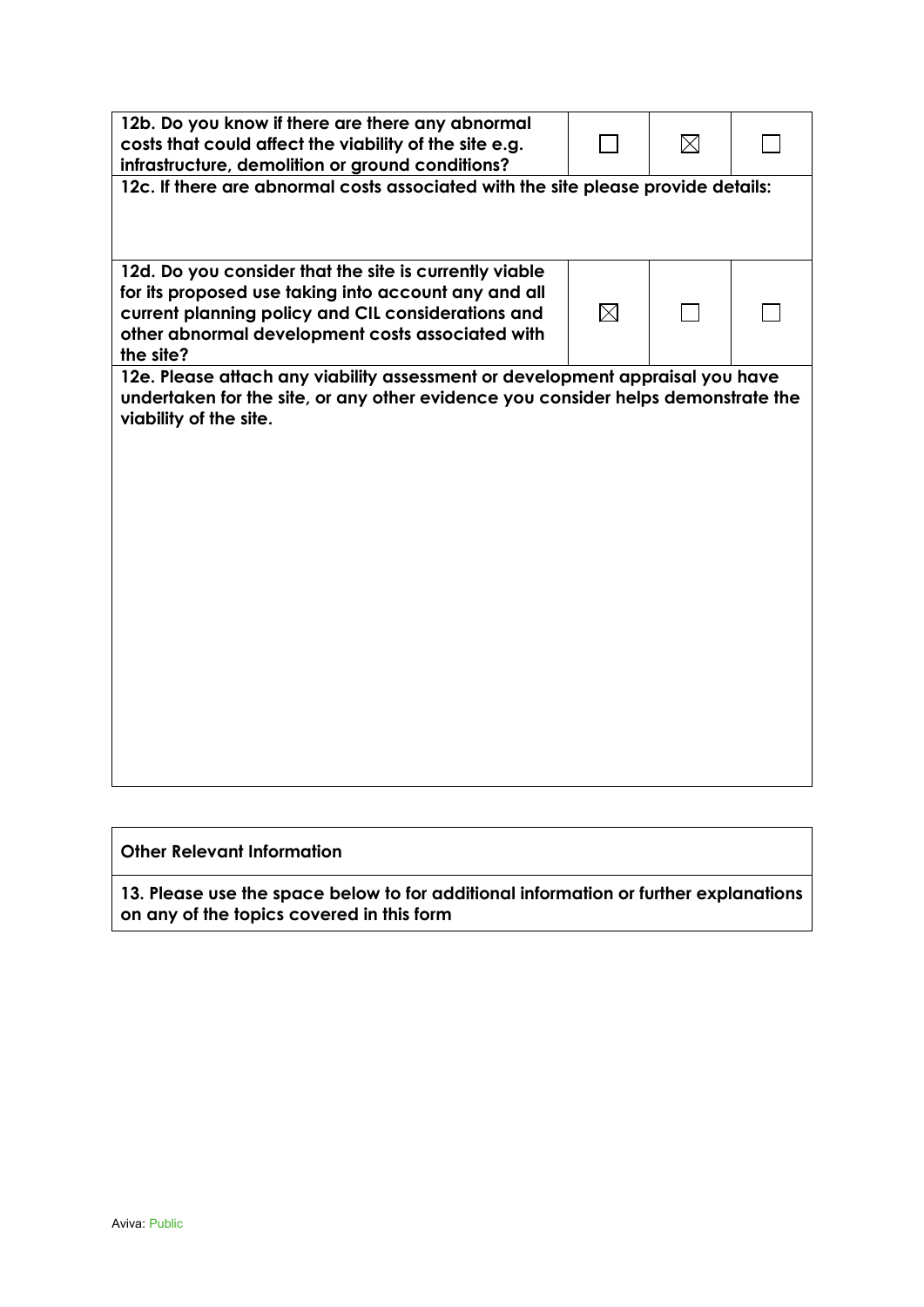| 12b. Do you know if there are there any abnormal costs that could affect the viability of the site e.g. infrastructure, demolition or ground conditions? | ☐ | ☒ | ☐ |
|---|---|---|---|
| **12c. If there are abnormal costs associated with the site please provide details:** | | | |
| **12d. Do you consider that the site is currently viable for its proposed use taking into account any and all current planning policy and CIL considerations and other abnormal development costs associated with the site?** | ☒ | ☐ | ☐ |
| **12e. Please attach any viability assessment or development appraisal you have undertaken for the site, or any other evidence you consider helps demonstrate the viability of the site.** | | | |

| Other Relevant Information |
|---|
| **13. Please use the space below to for additional information or further explanations on any of the topics covered in this form** |

Aviva: Public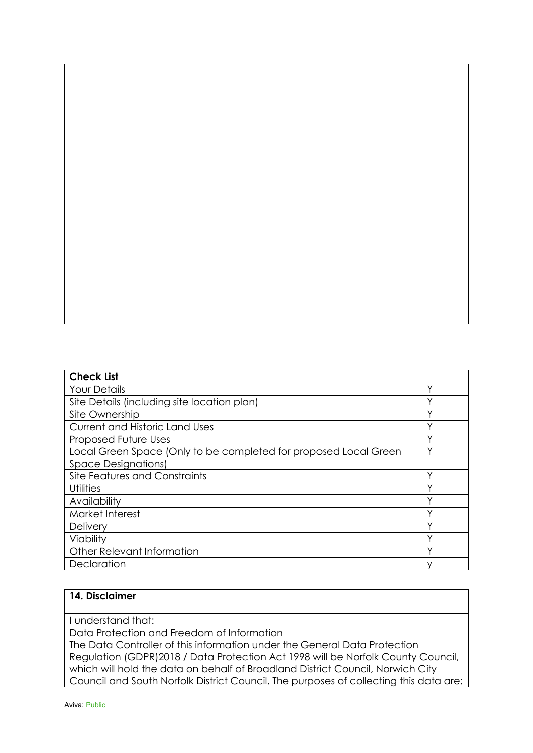| Check List | |
|---|---|
| Your Details | Y |
| Site Details (including site location plan) | Y |
| Site Ownership | Y |
| Current and Historic Land Uses | Y |
| Proposed Future Uses | Y |
| Local Green Space (Only to be completed for proposed Local Green Space Designations) | Y |
| Site Features and Constraints | Y |
| Utilities | Y |
| Availability | Y |
| Market Interest | Y |
| Delivery | Y |
| Viability | Y |
| Other Relevant Information | Y |
| Declaration | y |

**14. Disclaimer**

I understand that:

Data Protection and Freedom of Information

The Data Controller of this information under the General Data Protection Regulation (GDPR)2018 / Data Protection Act 1998 will be Norfolk County Council, which will hold the data on behalf of Broadland District Council, Norwich City Council and South Norfolk District Council. The purposes of collecting this data are:

Aviva: Public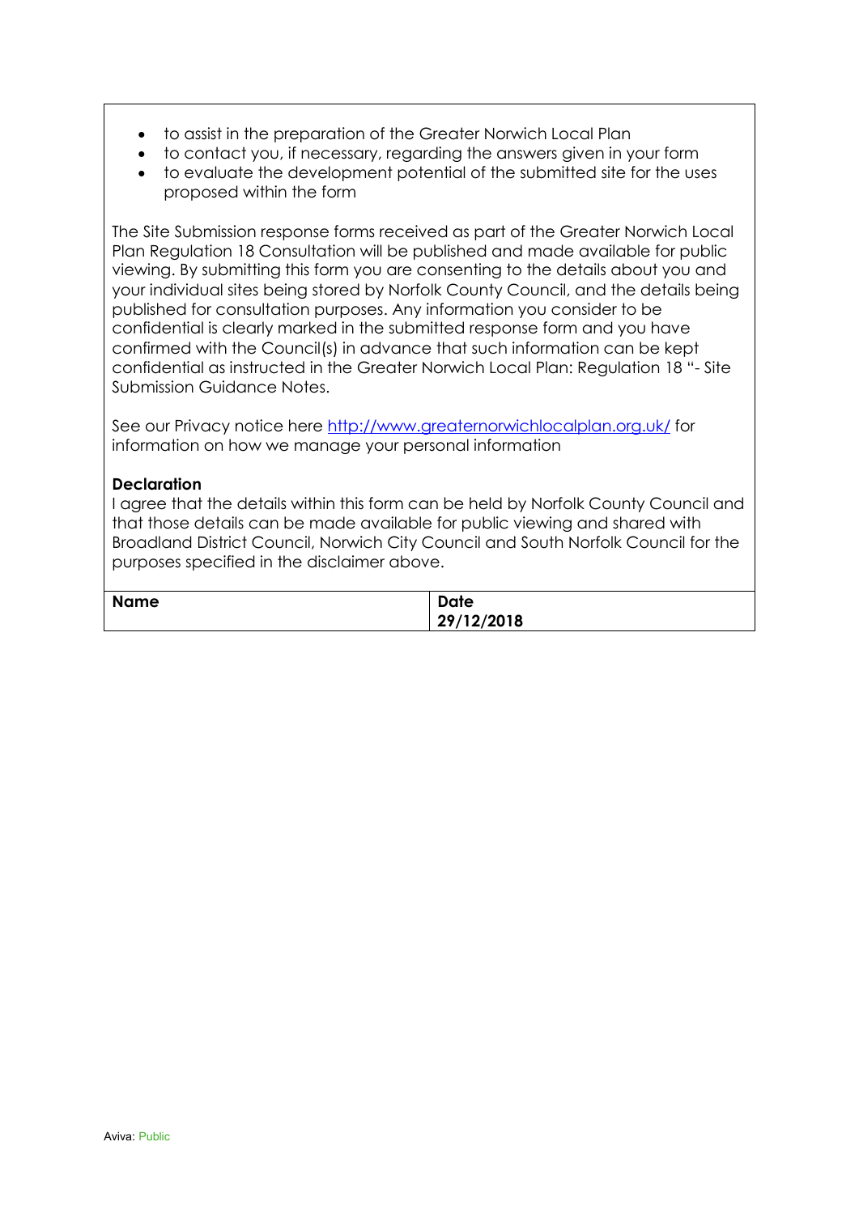- to assist in the preparation of the Greater Norwich Local Plan
- to contact you, if necessary, regarding the answers given in your form
- to evaluate the development potential of the submitted site for the uses proposed within the form

The Site Submission response forms received as part of the Greater Norwich Local Plan Regulation 18 Consultation will be published and made available for public viewing. By submitting this form you are consenting to the details about you and your individual sites being stored by Norfolk County Council, and the details being published for consultation purposes. Any information you consider to be confidential is clearly marked in the submitted response form and you have confirmed with the Council(s) in advance that such information can be kept confidential as instructed in the Greater Norwich Local Plan: Regulation 18 "- Site Submission Guidance Notes.

See our Privacy notice here http://www.greaternorwichlocalplan.org.uk/ for information on how we manage your personal information

**Declaration**

I agree that the details within this form can be held by Norfolk County Council and that those details can be made available for public viewing and shared with Broadland District Council, Norwich City Council and South Norfolk Council for the purposes specified in the disclaimer above.

| | |
|---|---|
| **Name** | **Date**<br>**29/12/2018** |

Aviva: Public